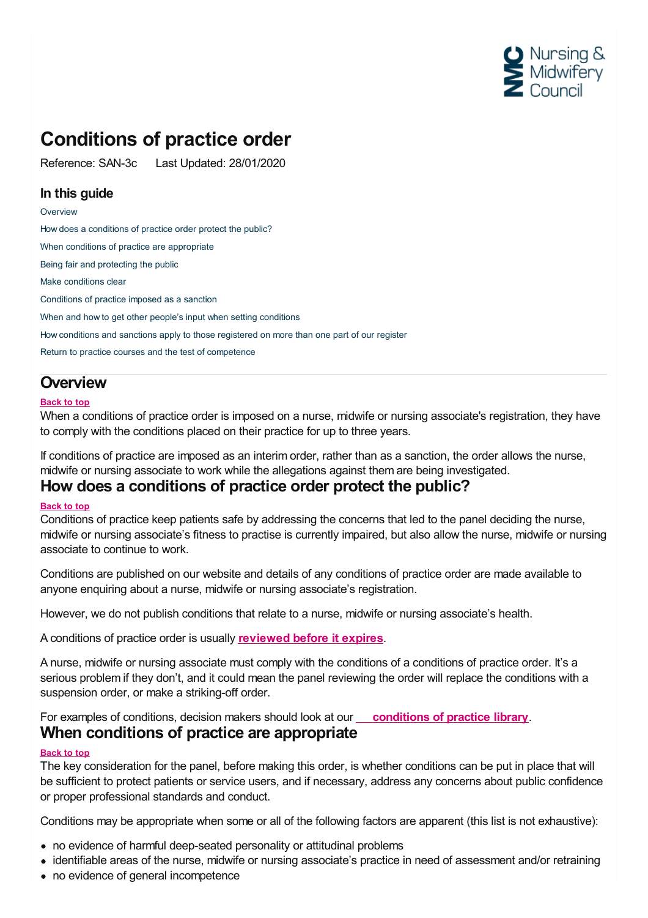# Conditions of practice order

Reference: SAN-3c Last Updated: 28/01/2020

## In this guide

- Overview
- How does a conditions of practice order protect the public?
- When conditions of practice are appropriate
- Being fair and protecting the public
- Make conditions clear
- Conditions of practice imposed as a sanction
- When and how to get other people's input when setting conditions
- How conditions and sanctions apply to those registered on more than one part of our register
- Return to practice courses and the test of competence

## Overview

Back to top

When a conditions of practice order is imposed on a nurse, midwife or nursing associate's registration, they have to comply with the conditions placed on their practice for up to three years.

If conditions of practice are imposed as an interim order, rather than as a sanction, the order allows the nurse, midwife or nursing associate to work while the allegations against them are being investigated.

## How does a conditions of practice order protect the public?

Back to top

Conditions of practice keep patients safe by addressing the concerns that led to the panel deciding the nurse, midwife or nursing associate's fitness to practise is currently impaired, but also allow the nurse, midwife or nursing associate to continue to work.

Conditions are published on our website and details of any conditions of practice order are made available to anyone enquiring about a nurse, midwife or nursing associate's registration.

However, we do not publish conditions that relate to a nurse, midwife or nursing associate's health.

A conditions of practice order is usually **reviewed before it expires**.

A nurse, midwife or nursing associate must comply with the conditions of a conditions of practice order. It's a serious problem if they don't, and it could mean the panel reviewing the order will replace the conditions with a suspension order, or make a striking-off order.

For examples of conditions, decision makers should look at our **conditions of practice library**.

## When conditions of practice are appropriate

Back to top

The key consideration for the panel, before making this order, is whether conditions can be put in place that will be sufficient to protect patients or service users, and if necessary, address any concerns about public confidence or proper professional standards and conduct.

Conditions may be appropriate when some or all of the following factors are apparent (this list is not exhaustive):

- no evidence of harmful deep-seated personality or attitudinal problems
- identifiable areas of the nurse, midwife or nursing associate's practice in need of assessment and/or retraining
- no evidence of general incompetence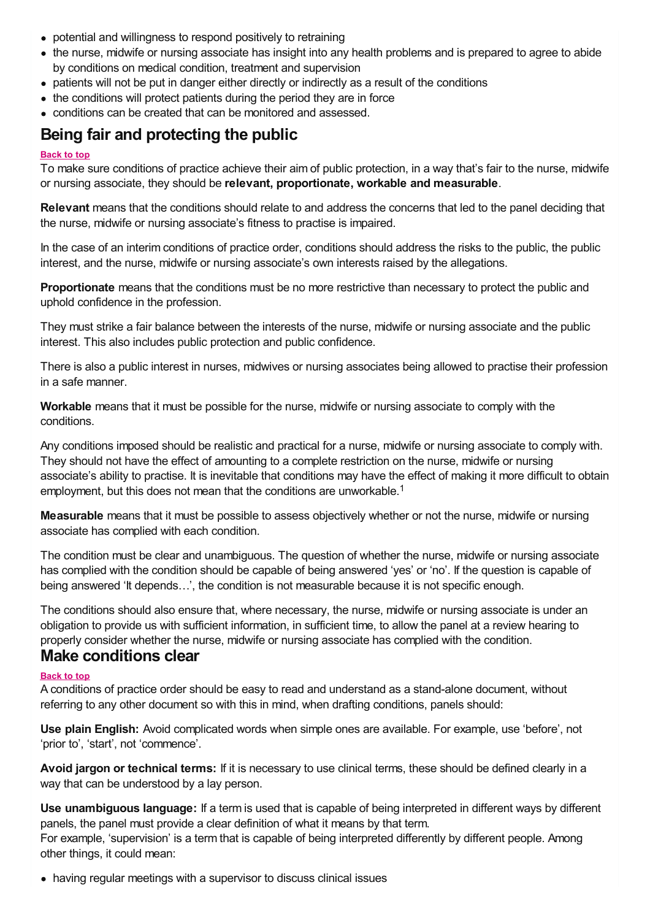- potential and willingness to respond positively to retraining
- the nurse, midwife or nursing associate has insight into any health problems and is prepared to agree to abide by conditions on medical condition, treatment and supervision
- patients will not be put in danger either directly or indirectly as a result of the conditions
- the conditions will protect patients during the period they are in force
- conditions can be created that can be monitored and assessed.

## Being fair and protecting the public

Back to top

To make sure conditions of practice achieve their aim of public protection, in a way that's fair to the nurse, midwife or nursing associate, they should be **relevant, proportionate, workable and measurable**.

**Relevant** means that the conditions should relate to and address the concerns that led to the panel deciding that the nurse, midwife or nursing associate's fitness to practise is impaired.

In the case of an interim conditions of practice order, conditions should address the risks to the public, the public interest, and the nurse, midwife or nursing associate's own interests raised by the allegations.

**Proportionate** means that the conditions must be no more restrictive than necessary to protect the public and uphold confidence in the profession.

They must strike a fair balance between the interests of the nurse, midwife or nursing associate and the public interest. This also includes public protection and public confidence.

There is also a public interest in nurses, midwives or nursing associates being allowed to practise their profession in a safe manner.

**Workable** means that it must be possible for the nurse, midwife or nursing associate to comply with the conditions.

Any conditions imposed should be realistic and practical for a nurse, midwife or nursing associate to comply with. They should not have the effect of amounting to a complete restriction on the nurse, midwife or nursing associate's ability to practise. It is inevitable that conditions may have the effect of making it more difficult to obtain employment, but this does not mean that the conditions are unworkable.[1]

**Measurable** means that it must be possible to assess objectively whether or not the nurse, midwife or nursing associate has complied with each condition.

The condition must be clear and unambiguous. The question of whether the nurse, midwife or nursing associate has complied with the condition should be capable of being answered 'yes' or 'no'. If the question is capable of being answered 'It depends…', the condition is not measurable because it is not specific enough.

The conditions should also ensure that, where necessary, the nurse, midwife or nursing associate is under an obligation to provide us with sufficient information, in sufficient time, to allow the panel at a review hearing to properly consider whether the nurse, midwife or nursing associate has complied with the condition.

## Make conditions clear

Back to top

A conditions of practice order should be easy to read and understand as a stand-alone document, without referring to any other document so with this in mind, when drafting conditions, panels should:

**Use plain English:** Avoid complicated words when simple ones are available. For example, use 'before', not 'prior to', 'start', not 'commence'.

**Avoid jargon or technical terms:** If it is necessary to use clinical terms, these should be defined clearly in a way that can be understood by a lay person.

**Use unambiguous language:** If a term is used that is capable of being interpreted in different ways by different panels, the panel must provide a clear definition of what it means by that term.
For example, 'supervision' is a term that is capable of being interpreted differently by different people. Among other things, it could mean:

- having regular meetings with a supervisor to discuss clinical issues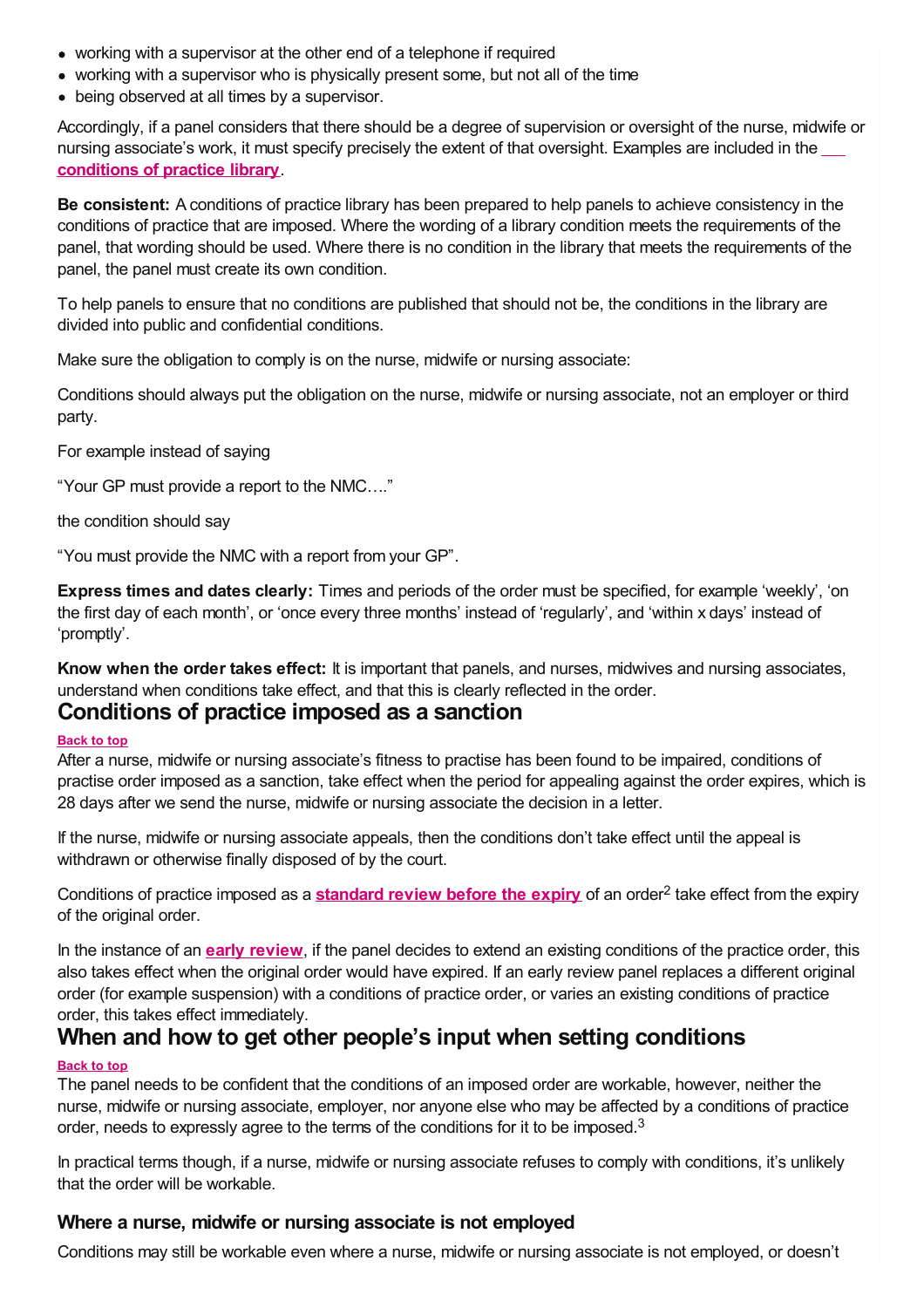- working with a supervisor at the other end of a telephone if required
- working with a supervisor who is physically present some, but not all of the time
- being observed at all times by a supervisor.

Accordingly, if a panel considers that there should be a degree of supervision or oversight of the nurse, midwife or nursing associate's work, it must specify precisely the extent of that oversight. Examples are included in the **conditions of practice library**.

**Be consistent:** A conditions of practice library has been prepared to help panels to achieve consistency in the conditions of practice that are imposed. Where the wording of a library condition meets the requirements of the panel, that wording should be used. Where there is no condition in the library that meets the requirements of the panel, the panel must create its own condition.

To help panels to ensure that no conditions are published that should not be, the conditions in the library are divided into public and confidential conditions.

Make sure the obligation to comply is on the nurse, midwife or nursing associate:

Conditions should always put the obligation on the nurse, midwife or nursing associate, not an employer or third party.

For example instead of saying

"Your GP must provide a report to the NMC…."

the condition should say

"You must provide the NMC with a report from your GP".

**Express times and dates clearly:** Times and periods of the order must be specified, for example 'weekly', 'on the first day of each month', or 'once every three months' instead of 'regularly', and 'within x days' instead of 'promptly'.

**Know when the order takes effect:** It is important that panels, and nurses, midwives and nursing associates, understand when conditions take effect, and that this is clearly reflected in the order.

## Conditions of practice imposed as a sanction

**Back to top**

After a nurse, midwife or nursing associate's fitness to practise has been found to be impaired, conditions of practise order imposed as a sanction, take effect when the period for appealing against the order expires, which is 28 days after we send the nurse, midwife or nursing associate the decision in a letter.

If the nurse, midwife or nursing associate appeals, then the conditions don't take effect until the appeal is withdrawn or otherwise finally disposed of by the court.

Conditions of practice imposed as a **standard review before the expiry** of an order[2] take effect from the expiry of the original order.

In the instance of an **early review**, if the panel decides to extend an existing conditions of the practice order, this also takes effect when the original order would have expired. If an early review panel replaces a different original order (for example suspension) with a conditions of practice order, or varies an existing conditions of practice order, this takes effect immediately.

## When and how to get other people's input when setting conditions

**Back to top**

The panel needs to be confident that the conditions of an imposed order are workable, however, neither the nurse, midwife or nursing associate, employer, nor anyone else who may be affected by a conditions of practice order, needs to expressly agree to the terms of the conditions for it to be imposed.[3]

In practical terms though, if a nurse, midwife or nursing associate refuses to comply with conditions, it's unlikely that the order will be workable.

### Where a nurse, midwife or nursing associate is not employed

Conditions may still be workable even where a nurse, midwife or nursing associate is not employed, or doesn't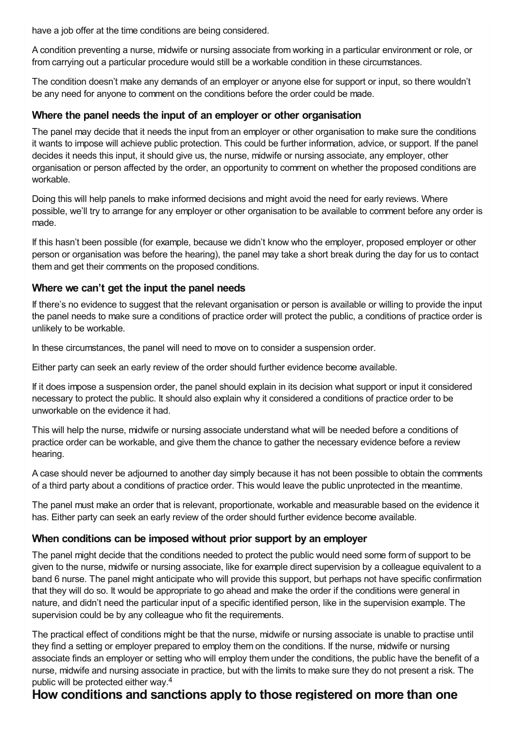have a job offer at the time conditions are being considered.

A condition preventing a nurse, midwife or nursing associate from working in a particular environment or role, or from carrying out a particular procedure would still be a workable condition in these circumstances.

The condition doesn't make any demands of an employer or anyone else for support or input, so there wouldn't be any need for anyone to comment on the conditions before the order could be made.

### Where the panel needs the input of an employer or other organisation

The panel may decide that it needs the input from an employer or other organisation to make sure the conditions it wants to impose will achieve public protection. This could be further information, advice, or support. If the panel decides it needs this input, it should give us, the nurse, midwife or nursing associate, any employer, other organisation or person affected by the order, an opportunity to comment on whether the proposed conditions are workable.

Doing this will help panels to make informed decisions and might avoid the need for early reviews. Where possible, we'll try to arrange for any employer or other organisation to be available to comment before any order is made.

If this hasn't been possible (for example, because we didn't know who the employer, proposed employer or other person or organisation was before the hearing), the panel may take a short break during the day for us to contact them and get their comments on the proposed conditions.

### Where we can't get the input the panel needs

If there's no evidence to suggest that the relevant organisation or person is available or willing to provide the input the panel needs to make sure a conditions of practice order will protect the public, a conditions of practice order is unlikely to be workable.

In these circumstances, the panel will need to move on to consider a suspension order.

Either party can seek an early review of the order should further evidence become available.

If it does impose a suspension order, the panel should explain in its decision what support or input it considered necessary to protect the public. It should also explain why it considered a conditions of practice order to be unworkable on the evidence it had.

This will help the nurse, midwife or nursing associate understand what will be needed before a conditions of practice order can be workable, and give them the chance to gather the necessary evidence before a review hearing.

A case should never be adjourned to another day simply because it has not been possible to obtain the comments of a third party about a conditions of practice order. This would leave the public unprotected in the meantime.

The panel must make an order that is relevant, proportionate, workable and measurable based on the evidence it has. Either party can seek an early review of the order should further evidence become available.

### When conditions can be imposed without prior support by an employer

The panel might decide that the conditions needed to protect the public would need some form of support to be given to the nurse, midwife or nursing associate, like for example direct supervision by a colleague equivalent to a band 6 nurse. The panel might anticipate who will provide this support, but perhaps not have specific confirmation that they will do so. It would be appropriate to go ahead and make the order if the conditions were general in nature, and didn't need the particular input of a specific identified person, like in the supervision example. The supervision could be by any colleague who fit the requirements.

The practical effect of conditions might be that the nurse, midwife or nursing associate is unable to practise until they find a setting or employer prepared to employ them on the conditions. If the nurse, midwife or nursing associate finds an employer or setting who will employ them under the conditions, the public have the benefit of a nurse, midwife and nursing associate in practice, but with the limits to make sure they do not present a risk. The public will be protected either way.[4]

## How conditions and sanctions apply to those registered on more than one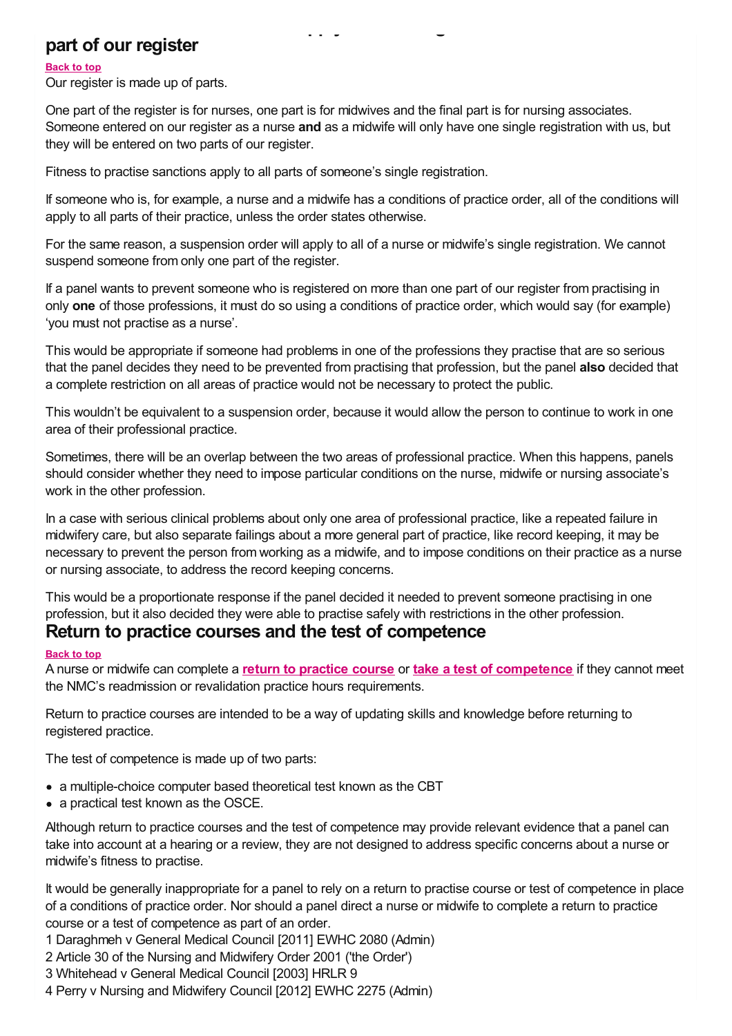## part of our register

Back to top

Our register is made up of parts.

One part of the register is for nurses, one part is for midwives and the final part is for nursing associates. Someone entered on our register as a nurse **and** as a midwife will only have one single registration with us, but they will be entered on two parts of our register.

Fitness to practise sanctions apply to all parts of someone's single registration.

If someone who is, for example, a nurse and a midwife has a conditions of practice order, all of the conditions will apply to all parts of their practice, unless the order states otherwise.

For the same reason, a suspension order will apply to all of a nurse or midwife's single registration. We cannot suspend someone from only one part of the register.

If a panel wants to prevent someone who is registered on more than one part of our register from practising in only **one** of those professions, it must do so using a conditions of practice order, which would say (for example) 'you must not practise as a nurse'.

This would be appropriate if someone had problems in one of the professions they practise that are so serious that the panel decides they need to be prevented from practising that profession, but the panel **also** decided that a complete restriction on all areas of practice would not be necessary to protect the public.

This wouldn't be equivalent to a suspension order, because it would allow the person to continue to work in one area of their professional practice.

Sometimes, there will be an overlap between the two areas of professional practice. When this happens, panels should consider whether they need to impose particular conditions on the nurse, midwife or nursing associate's work in the other profession.

In a case with serious clinical problems about only one area of professional practice, like a repeated failure in midwifery care, but also separate failings about a more general part of practice, like record keeping, it may be necessary to prevent the person from working as a midwife, and to impose conditions on their practice as a nurse or nursing associate, to address the record keeping concerns.

This would be a proportionate response if the panel decided it needed to prevent someone practising in one profession, but it also decided they were able to practise safely with restrictions in the other profession.

## Return to practice courses and the test of competence

Back to top

A nurse or midwife can complete a **return to practice course** or **take a test of competence** if they cannot meet the NMC's readmission or revalidation practice hours requirements.

Return to practice courses are intended to be a way of updating skills and knowledge before returning to registered practice.

The test of competence is made up of two parts:

- a multiple-choice computer based theoretical test known as the CBT
- a practical test known as the OSCE.

Although return to practice courses and the test of competence may provide relevant evidence that a panel can take into account at a hearing or a review, they are not designed to address specific concerns about a nurse or midwife's fitness to practise.

It would be generally inappropriate for a panel to rely on a return to practise course or test of competence in place of a conditions of practice order. Nor should a panel direct a nurse or midwife to complete a return to practice course or a test of competence as part of an order.

1 Daraghmeh v General Medical Council [2011] EWHC 2080 (Admin)
2 Article 30 of the Nursing and Midwifery Order 2001 ('the Order')
3 Whitehead v General Medical Council [2003] HRLR 9
4 Perry v Nursing and Midwifery Council [2012] EWHC 2275 (Admin)